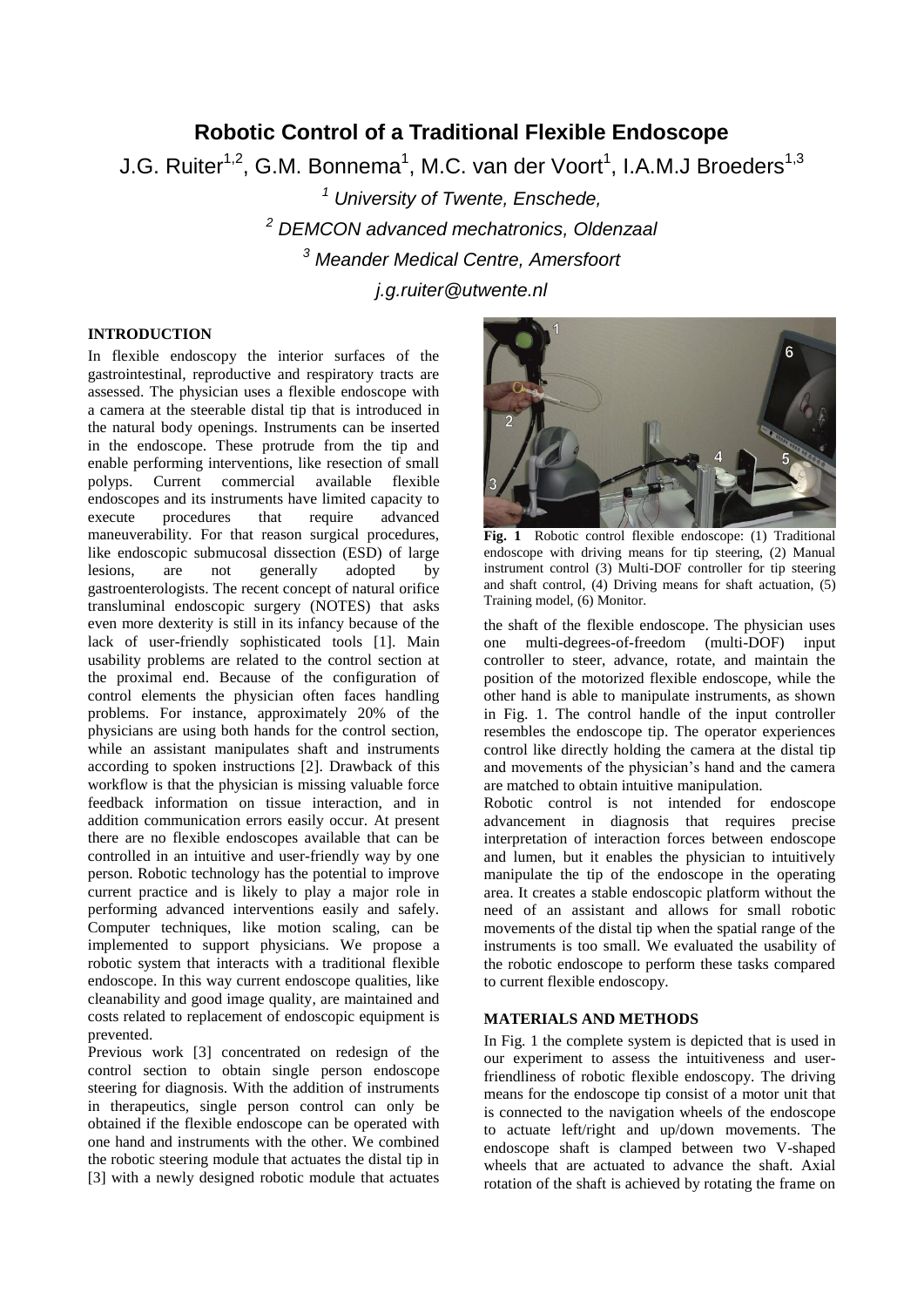# Robotic Control of a Traditional Flexible Endoscope

J.G. Ruiter[1,2], G.M. Bonnema[1], M.C. van der Voort[1], I.A.M.J Broeders[1,3]

[1] *University of Twente, Enschede,*

[2] *DEMCON advanced mechatronics, Oldenzaal*

[3] *Meander Medical Centre, Amersfoort*

*j.g.ruiter@utwente.nl*

## INTRODUCTION

In flexible endoscopy the interior surfaces of the gastrointestinal, reproductive and respiratory tracts are assessed. The physician uses a flexible endoscope with a camera at the steerable distal tip that is introduced in the natural body openings. Instruments can be inserted in the endoscope. These protrude from the tip and enable performing interventions, like resection of small polyps. Current commercial available flexible endoscopes and its instruments have limited capacity to execute procedures that require advanced maneuverability. For that reason surgical procedures, like endoscopic submucosal dissection (ESD) of large lesions, are not generally adopted by gastroenterologists. The recent concept of natural orifice transluminal endoscopic surgery (NOTES) that asks even more dexterity is still in its infancy because of the lack of user-friendly sophisticated tools [1]. Main usability problems are related to the control section at the proximal end. Because of the configuration of control elements the physician often faces handling problems. For instance, approximately 20% of the physicians are using both hands for the control section, while an assistant manipulates shaft and instruments according to spoken instructions [2]. Drawback of this workflow is that the physician is missing valuable force feedback information on tissue interaction, and in addition communication errors easily occur. At present there are no flexible endoscopes available that can be controlled in an intuitive and user-friendly way by one person. Robotic technology has the potential to improve current practice and is likely to play a major role in performing advanced interventions easily and safely. Computer techniques, like motion scaling, can be implemented to support physicians. We propose a robotic system that interacts with a traditional flexible endoscope. In this way current endoscope qualities, like cleanability and good image quality, are maintained and costs related to replacement of endoscopic equipment is prevented.

Previous work [3] concentrated on redesign of the control section to obtain single person endoscope steering for diagnosis. With the addition of instruments in therapeutics, single person control can only be obtained if the flexible endoscope can be operated with one hand and instruments with the other. We combined the robotic steering module that actuates the distal tip in [3] with a newly designed robotic module that actuates the shaft of the flexible endoscope. The physician uses one multi-degrees-of-freedom (multi-DOF) input controller to steer, advance, rotate, and maintain the position of the motorized flexible endoscope, while the other hand is able to manipulate instruments, as shown in Fig. 1. The control handle of the input controller resembles the endoscope tip. The operator experiences control like directly holding the camera at the distal tip and movements of the physician's hand and the camera are matched to obtain intuitive manipulation.

**Fig. 1** Robotic control flexible endoscope: (1) Traditional endoscope with driving means for tip steering, (2) Manual instrument control (3) Multi-DOF controller for tip steering and shaft control, (4) Driving means for shaft actuation, (5) Training model, (6) Monitor.

Robotic control is not intended for endoscope advancement in diagnosis that requires precise interpretation of interaction forces between endoscope and lumen, but it enables the physician to intuitively manipulate the tip of the endoscope in the operating area. It creates a stable endoscopic platform without the need of an assistant and allows for small robotic movements of the distal tip when the spatial range of the instruments is too small. We evaluated the usability of the robotic endoscope to perform these tasks compared to current flexible endoscopy.

## MATERIALS AND METHODS

In Fig. 1 the complete system is depicted that is used in our experiment to assess the intuitiveness and user-friendliness of robotic flexible endoscopy. The driving means for the endoscope tip consist of a motor unit that is connected to the navigation wheels of the endoscope to actuate left/right and up/down movements. The endoscope shaft is clamped between two V-shaped wheels that are actuated to advance the shaft. Axial rotation of the shaft is achieved by rotating the frame on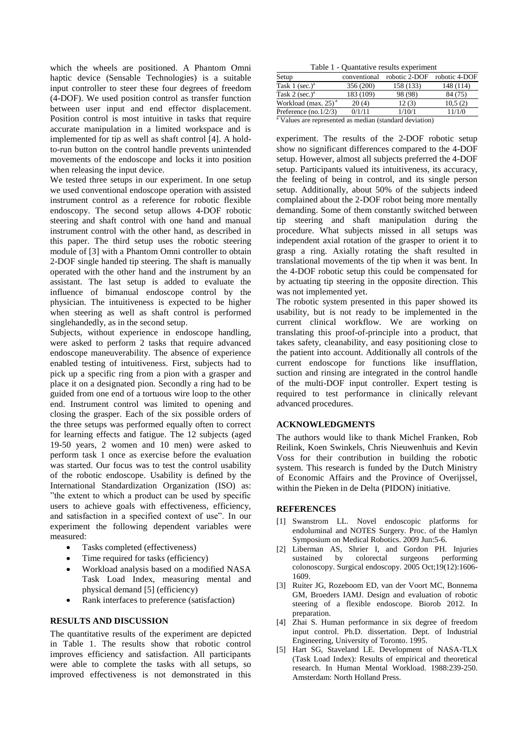which the wheels are positioned. A Phantom Omni haptic device (Sensable Technologies) is a suitable input controller to steer these four degrees of freedom (4-DOF). We used position control as transfer function between user input and end effector displacement. Position control is most intuitive in tasks that require accurate manipulation in a limited workspace and is implemented for tip as well as shaft control [4]. A hold-to-run button on the control handle prevents unintended movements of the endoscope and locks it into position when releasing the input device.

We tested three setups in our experiment. In one setup we used conventional endoscope operation with assisted instrument control as a reference for robotic flexible endoscopy. The second setup allows 4-DOF robotic steering and shaft control with one hand and manual instrument control with the other hand, as described in this paper. The third setup uses the robotic steering module of [3] with a Phantom Omni controller to obtain 2-DOF single handed tip steering. The shaft is manually operated with the other hand and the instrument by an assistant. The last setup is added to evaluate the influence of bimanual endoscope control by the physician. The intuitiveness is expected to be higher when steering as well as shaft control is performed singlehandedly, as in the second setup.

Subjects, without experience in endoscope handling, were asked to perform 2 tasks that require advanced endoscope maneuverability. The absence of experience enabled testing of intuitiveness. First, subjects had to pick up a specific ring from a pion with a grasper and place it on a designated pion. Secondly a ring had to be guided from one end of a tortuous wire loop to the other end. Instrument control was limited to opening and closing the grasper. Each of the six possible orders of the three setups was performed equally often to correct for learning effects and fatigue. The 12 subjects (aged 19-50 years, 2 women and 10 men) were asked to perform task 1 once as exercise before the evaluation was started. Our focus was to test the control usability of the robotic endoscope. Usability is defined by the International Standardization Organization (ISO) as: "the extent to which a product can be used by specific users to achieve goals with effectiveness, efficiency, and satisfaction in a specified context of use". In our experiment the following dependent variables were measured:

- Tasks completed (effectiveness)
- Time required for tasks (efficiency)
- Workload analysis based on a modified NASA Task Load Index, measuring mental and physical demand [5] (efficiency)
- Rank interfaces to preference (satisfaction)

## RESULTS AND DISCUSSION

The quantitative results of the experiment are depicted in Table 1. The results show that robotic control improves efficiency and satisfaction. All participants were able to complete the tasks with all setups, so improved effectiveness is not demonstrated in this experiment. The results of the 2-DOF robotic setup show no significant differences compared to the 4-DOF setup. However, almost all subjects preferred the 4-DOF setup. Participants valued its intuitiveness, its accuracy, the feeling of being in control, and its single person setup. Additionally, about 50% of the subjects indeed complained about the 2-DOF robot being more mentally demanding. Some of them constantly switched between tip steering and shaft manipulation during the procedure. What subjects missed in all setups was independent axial rotation of the grasper to orient it to grasp a ring. Axially rotating the shaft resulted in translational movements of the tip when it was bent. In the 4-DOF robotic setup this could be compensated for by actuating tip steering in the opposite direction. This was not implemented yet.

Table 1 - Quantative results experiment

| Setup | conventional | robotic 2-DOF | robotic 4-DOF |
|---|---|---|---|
| Task 1 (sec.)[a] | 356 (200) | 158 (133) | 148 (114) |
| Task 2 (sec.)[a] | 183 (109) | 98 (98) | 84 (75) |
| Workload (max. 25)[a] | 20 (4) | 12 (3) | 10,5 (2) |
| Preference (no.1/2/3) | 0/1/11 | 1/10/1 | 11/1/0 |

[a] Values are represented as median (standard deviation)

The robotic system presented in this paper showed its usability, but is not ready to be implemented in the current clinical workflow. We are working on translating this proof-of-principle into a product, that takes safety, cleanability, and easy positioning close to the patient into account. Additionally all controls of the current endoscope for functions like insufflation, suction and rinsing are integrated in the control handle of the multi-DOF input controller. Expert testing is required to test performance in clinically relevant advanced procedures.

## ACKNOWLEDGMENTS

The authors would like to thank Michel Franken, Rob Reilink, Koen Swinkels, Chris Nieuwenhuis and Kevin Voss for their contribution in building the robotic system. This research is funded by the Dutch Ministry of Economic Affairs and the Province of Overijssel, within the Pieken in de Delta (PIDON) initiative.

## REFERENCES

[1] Swanstrom LL. Novel endoscopic platforms for endoluminal and NOTES Surgery. Proc. of the Hamlyn Symposium on Medical Robotics. 2009 Jun:5-6.

[2] Liberman AS, Shrier I, and Gordon PH. Injuries sustained by colorectal surgeons performing colonoscopy. Surgical endoscopy. 2005 Oct;19(12):1606-1609.

[3] Ruiter JG, Rozeboom ED, van der Voort MC, Bonnema GM, Broeders IAMJ. Design and evaluation of robotic steering of a flexible endoscope. Biorob 2012. In preparation.

[4] Zhai S. Human performance in six degree of freedom input control. Ph.D. dissertation. Dept. of Industrial Engineering, University of Toronto. 1995.

[5] Hart SG, Staveland LE. Development of NASA-TLX (Task Load Index): Results of empirical and theoretical research. In Human Mental Workload. 1988:239-250. Amsterdam: North Holland Press.